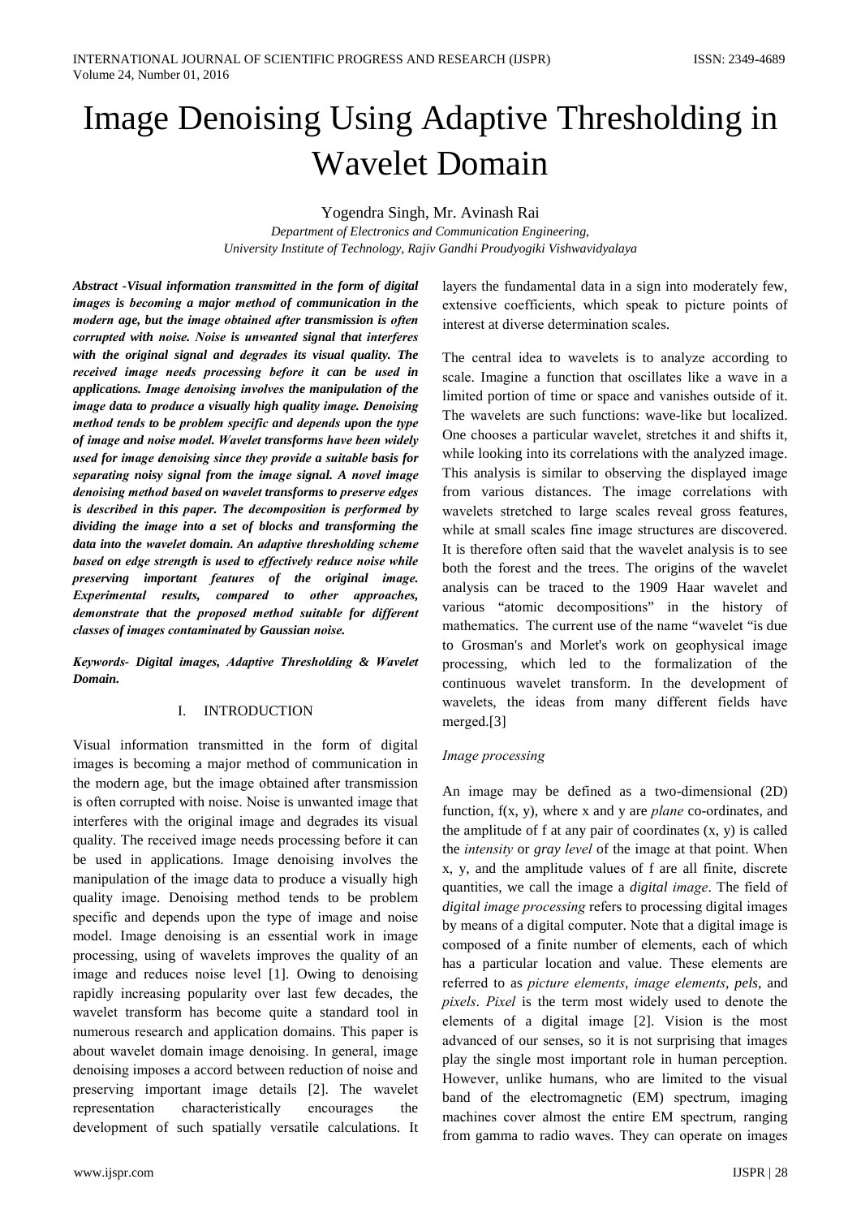# Image Denoising Using Adaptive Thresholding in Wavelet Domain

Yogendra Singh, Mr. Avinash Rai

*Department of Electronics and Communication Engineering,*
*University Institute of Technology, Rajiv Gandhi Proudyogiki Vishwavidyalaya*

***Abstract -Visual information transmitted in the form of digital images is becoming a major method of communication in the modern age, but the image obtained after transmission is often corrupted with noise. Noise is unwanted signal that interferes with the original signal and degrades its visual quality. The received image needs processing before it can be used in applications. Image denoising involves the manipulation of the image data to produce a visually high quality image. Denoising method tends to be problem specific and depends upon the type of image and noise model. Wavelet transforms have been widely used for image denoising since they provide a suitable basis for separating noisy signal from the image signal. A novel image denoising method based on wavelet transforms to preserve edges is described in this paper. The decomposition is performed by dividing the image into a set of blocks and transforming the data into the wavelet domain. An adaptive thresholding scheme based on edge strength is used to effectively reduce noise while preserving important features of the original image. Experimental results, compared to other approaches, demonstrate that the proposed method suitable for different classes of images contaminated by Gaussian noise.***

***Keywords- Digital images, Adaptive Thresholding & Wavelet Domain.***

## I. INTRODUCTION

Visual information transmitted in the form of digital images is becoming a major method of communication in the modern age, but the image obtained after transmission is often corrupted with noise. Noise is unwanted image that interferes with the original image and degrades its visual quality. The received image needs processing before it can be used in applications. Image denoising involves the manipulation of the image data to produce a visually high quality image. Denoising method tends to be problem specific and depends upon the type of image and noise model. Image denoising is an essential work in image processing, using of wavelets improves the quality of an image and reduces noise level [1]. Owing to denoising rapidly increasing popularity over last few decades, the wavelet transform has become quite a standard tool in numerous research and application domains. This paper is about wavelet domain image denoising. In general, image denoising imposes a accord between reduction of noise and preserving important image details [2]. The wavelet representation characteristically encourages the development of such spatially versatile calculations. It layers the fundamental data in a sign into moderately few, extensive coefficients, which speak to picture points of interest at diverse determination scales.

The central idea to wavelets is to analyze according to scale. Imagine a function that oscillates like a wave in a limited portion of time or space and vanishes outside of it. The wavelets are such functions: wave-like but localized. One chooses a particular wavelet, stretches it and shifts it, while looking into its correlations with the analyzed image. This analysis is similar to observing the displayed image from various distances. The image correlations with wavelets stretched to large scales reveal gross features, while at small scales fine image structures are discovered. It is therefore often said that the wavelet analysis is to see both the forest and the trees. The origins of the wavelet analysis can be traced to the 1909 Haar wavelet and various "atomic decompositions" in the history of mathematics. The current use of the name "wavelet "is due to Grosman's and Morlet's work on geophysical image processing, which led to the formalization of the continuous wavelet transform. In the development of wavelets, the ideas from many different fields have merged.[3]

*Image processing*

An image may be defined as a two-dimensional (2D) function, f(x, y), where x and y are *plane* co-ordinates, and the amplitude of f at any pair of coordinates (x, y) is called the *intensity* or *gray level* of the image at that point. When x, y, and the amplitude values of f are all finite, discrete quantities, we call the image a *digital image*. The field of *digital image processing* refers to processing digital images by means of a digital computer. Note that a digital image is composed of a finite number of elements, each of which has a particular location and value. These elements are referred to as *picture elements*, *image elements*, *pels*, and *pixels*. *Pixel* is the term most widely used to denote the elements of a digital image [2]. Vision is the most advanced of our senses, so it is not surprising that images play the single most important role in human perception. However, unlike humans, who are limited to the visual band of the electromagnetic (EM) spectrum, imaging machines cover almost the entire EM spectrum, ranging from gamma to radio waves. They can operate on images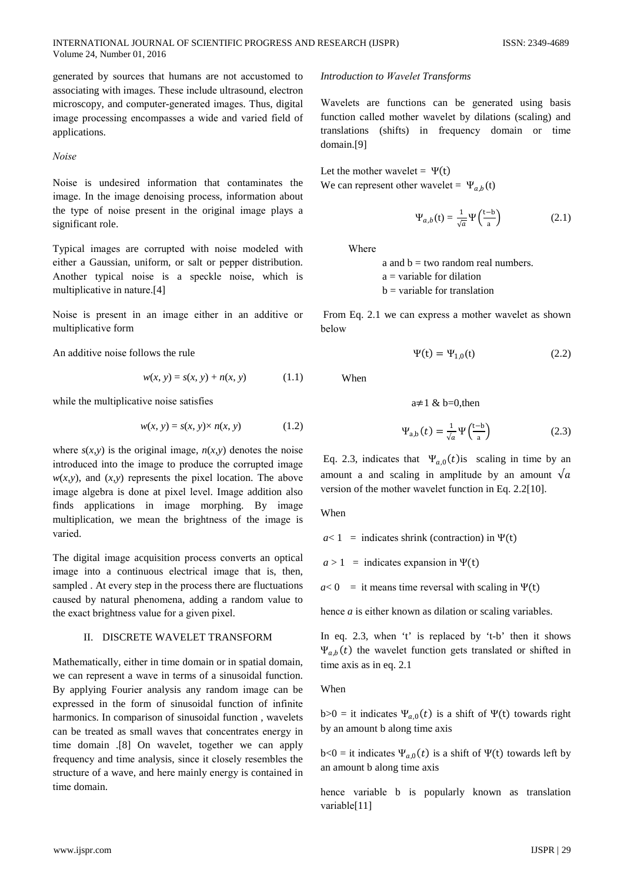generated by sources that humans are not accustomed to associating with images. These include ultrasound, electron microscopy, and computer-generated images. Thus, digital image processing encompasses a wide and varied field of applications.

*Noise*

Noise is undesired information that contaminates the image. In the image denoising process, information about the type of noise present in the original image plays a significant role.

Typical images are corrupted with noise modeled with either a Gaussian, uniform, or salt or pepper distribution. Another typical noise is a speckle noise, which is multiplicative in nature.[4]

Noise is present in an image either in an additive or multiplicative form

An additive noise follows the rule

$$w(x, y) = s(x, y) + n(x, y) \tag{1.1}$$

while the multiplicative noise satisfies

$$w(x, y) = s(x, y)\times n(x, y) \tag{1.2}$$

where $s(x,y)$ is the original image, $n(x,y)$ denotes the noise introduced into the image to produce the corrupted image $w(x,y)$, and $(x,y)$ represents the pixel location. The above image algebra is done at pixel level. Image addition also finds applications in image morphing. By image multiplication, we mean the brightness of the image is varied.

The digital image acquisition process converts an optical image into a continuous electrical image that is, then, sampled . At every step in the process there are fluctuations caused by natural phenomena, adding a random value to the exact brightness value for a given pixel.

## II. DISCRETE WAVELET TRANSFORM

Mathematically, either in time domain or in spatial domain, we can represent a wave in terms of a sinusoidal function. By applying Fourier analysis any random image can be expressed in the form of sinusoidal function of infinite harmonics. In comparison of sinusoidal function , wavelets can be treated as small waves that concentrates energy in time domain .[8] On wavelet, together we can apply frequency and time analysis, since it closely resembles the structure of a wave, and here mainly energy is contained in time domain.

*Introduction to Wavelet Transforms*

Wavelets are functions can be generated using basis function called mother wavelet by dilations (scaling) and translations (shifts) in frequency domain or time domain.[9]

Let the mother wavelet = $\Psi(t)$
We can represent other wavelet = $\Psi_{a,b}(t)$

$$\Psi_{a,b}(t) = \frac{1}{\sqrt{a}}\Psi\left(\frac{t-b}{a}\right) \tag{2.1}$$

Where

a and b = two random real numbers.
a = variable for dilation
b = variable for translation

From Eq. 2.1 we can express a mother wavelet as shown below

$$\Psi(t) = \Psi_{1,0}(t) \tag{2.2}$$

When

$a\neq 1$ & $b=0$,then

$$\Psi_{a,b}(t) = \frac{1}{\sqrt{a}}\Psi\left(\frac{t-b}{a}\right) \tag{2.3}$$

Eq. 2.3, indicates that $\Psi_{a,0}(t)$is scaling in time by an amount a and scaling in amplitude by an amount $\sqrt{a}$ version of the mother wavelet function in Eq. 2.2[10].

When

$a< 1$ = indicates shrink (contraction) in $\Psi(t)$

$a > 1$ = indicates expansion in $\Psi(t)$

$a< 0$ = it means time reversal with scaling in $\Psi(t)$

hence *a* is either known as dilation or scaling variables.

In eq. 2.3, when 't' is replaced by 't-b' then it shows $\Psi_{a,b}(t)$ the wavelet function gets translated or shifted in time axis as in eq. 2.1

When

$b>0$ = it indicates $\Psi_{a,0}(t)$ is a shift of $\Psi(t)$ towards right by an amount b along time axis

$b<0$ = it indicates $\Psi_{a,0}(t)$ is a shift of $\Psi(t)$ towards left by an amount b along time axis

hence variable b is popularly known as translation variable[11]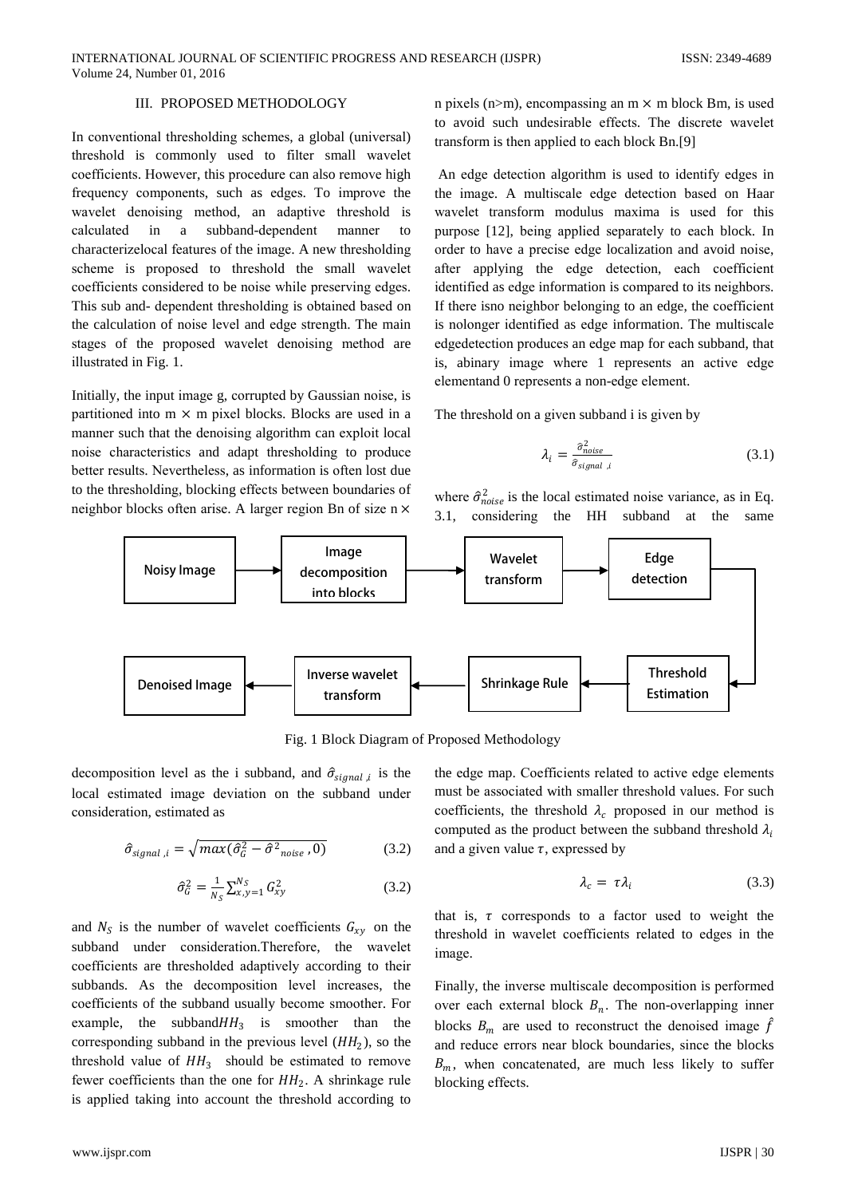## III. PROPOSED METHODOLOGY

In conventional thresholding schemes, a global (universal) threshold is commonly used to filter small wavelet coefficients. However, this procedure can also remove high frequency components, such as edges. To improve the wavelet denoising method, an adaptive threshold is calculated in a subband-dependent manner to characterizelocal features of the image. A new thresholding scheme is proposed to threshold the small wavelet coefficients considered to be noise while preserving edges. This sub and- dependent thresholding is obtained based on the calculation of noise level and edge strength. The main stages of the proposed wavelet denoising method are illustrated in Fig. 1.

Initially, the input image g, corrupted by Gaussian noise, is partitioned into m × m pixel blocks. Blocks are used in a manner such that the denoising algorithm can exploit local noise characteristics and adapt thresholding to produce better results. Nevertheless, as information is often lost due to the thresholding, blocking effects between boundaries of neighbor blocks often arise. A larger region Bn of size n × n pixels (n>m), encompassing an m × m block Bm, is used to avoid such undesirable effects. The discrete wavelet transform is then applied to each block Bn.[9]

An edge detection algorithm is used to identify edges in the image. A multiscale edge detection based on Haar wavelet transform modulus maxima is used for this purpose [12], being applied separately to each block. In order to have a precise edge localization and avoid noise, after applying the edge detection, each coefficient identified as edge information is compared to its neighbors. If there isno neighbor belonging to an edge, the coefficient is nolonger identified as edge information. The multiscale edgedetection produces an edge map for each subband, that is, abinary image where 1 represents an active edge elementand 0 represents a non-edge element.

The threshold on a given subband i is given by

$$\lambda_i = \frac{\hat{\sigma}^2_{noise}}{\hat{\sigma}_{signal\ ,i}} \tag{3.1}$$

where $\hat{\sigma}^2_{noise}$ is the local estimated noise variance, as in Eq. 3.1, considering the HH subband at the same decomposition level as the i subband, and $\hat{\sigma}_{signal\ ,i}$ is the local estimated image deviation on the subband under consideration, estimated as

$$\hat{\sigma}_{signal\ ,i} = \sqrt{max(\hat{\sigma}^2_G - \hat{\sigma}^2{}_{noise}\ , 0)} \tag{3.2}$$

$$\hat{\sigma}^2_G = \frac{1}{N_S}\sum_{x,y=1}^{N_S} G^2_{xy} \tag{3.2}$$

and $N_S$ is the number of wavelet coefficients $G_{xy}$ on the subband under consideration.Therefore, the wavelet coefficients are thresholded adaptively according to their subbands. As the decomposition level increases, the coefficients of the subband usually become smoother. For example, the subband$HH_3$ is smoother than the corresponding subband in the previous level ($HH_2$), so the threshold value of $HH_3$ should be estimated to remove fewer coefficients than the one for $HH_2$. A shrinkage rule is applied taking into account the threshold according to the edge map. Coefficients related to active edge elements must be associated with smaller threshold values. For such coefficients, the threshold $\lambda_c$ proposed in our method is computed as the product between the subband threshold $\lambda_i$ and a given value $\tau$, expressed by

$$\lambda_c = \tau\lambda_i \tag{3.3}$$

that is, $\tau$ corresponds to a factor used to weight the threshold in wavelet coefficients related to edges in the image.

Finally, the inverse multiscale decomposition is performed over each external block $B_n$. The non-overlapping inner blocks $B_m$ are used to reconstruct the denoised image $\hat{f}$ and reduce errors near block boundaries, since the blocks $B_m$, when concatenated, are much less likely to suffer blocking effects.

Noisy Image → Image decomposition into blocks → Wavelet transform → Edge detection → Threshold Estimation → Shrinkage Rule → Inverse wavelet transform → Denoised Image

Fig. 1 Block Diagram of Proposed Methodology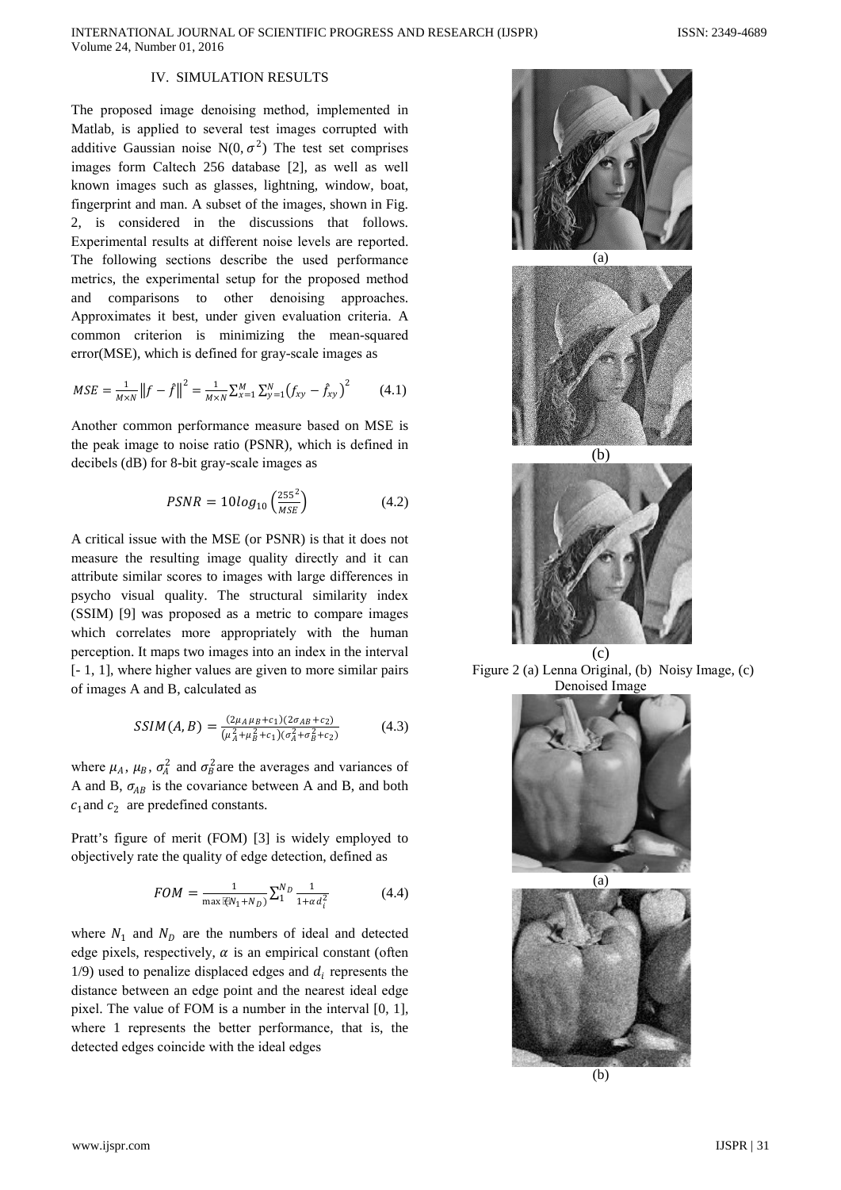## IV. SIMULATION RESULTS

The proposed image denoising method, implemented in Matlab, is applied to several test images corrupted with additive Gaussian noise $N(0, \sigma^2)$ The test set comprises images form Caltech 256 database [2], as well as well known images such as glasses, lightning, window, boat, fingerprint and man. A subset of the images, shown in Fig. 2, is considered in the discussions that follows. Experimental results at different noise levels are reported. The following sections describe the used performance metrics, the experimental setup for the proposed method and comparisons to other denoising approaches. Approximates it best, under given evaluation criteria. A common criterion is minimizing the mean-squared error(MSE), which is defined for gray-scale images as

$$MSE = \frac{1}{M \times N} \left\| f - \hat{f} \right\|^2 = \frac{1}{M \times N} \sum_{x=1}^{M} \sum_{y=1}^{N} \left( f_{xy} - \hat{f}_{xy} \right)^2 \qquad (4.1)$$

Another common performance measure based on MSE is the peak image to noise ratio (PSNR), which is defined in decibels (dB) for 8-bit gray-scale images as

$$PSNR = 10 log_{10} \left( \frac{255^2}{MSE} \right) \qquad (4.2)$$

A critical issue with the MSE (or PSNR) is that it does not measure the resulting image quality directly and it can attribute similar scores to images with large differences in psycho visual quality. The structural similarity index (SSIM) [9] was proposed as a metric to compare images which correlates more appropriately with the human perception. It maps two images into an index in the interval [- 1, 1], where higher values are given to more similar pairs of images A and B, calculated as

$$SSIM(A, B) = \frac{(2\mu_A \mu_B + c_1)(2\sigma_{AB} + c_2)}{(\mu_A^2 + \mu_B^2 + c_1)(\sigma_A^2 + \sigma_B^2 + c_2)} \qquad (4.3)$$

where $\mu_A$, $\mu_B$, $\sigma_A^2$ and $\sigma_B^2$ are the averages and variances of A and B, $\sigma_{AB}$ is the covariance between A and B, and both $c_1$ and $c_2$ are predefined constants.

Pratt's figure of merit (FOM) [3] is widely employed to objectively rate the quality of edge detection, defined as

$$FOM = \frac{1}{\max(N_1 + N_D)} \sum_{1}^{N_D} \frac{1}{1 + \alpha d_i^2} \qquad (4.4)$$

where $N_1$ and $N_D$ are the numbers of ideal and detected edge pixels, respectively, $\alpha$ is an empirical constant (often 1/9) used to penalize displaced edges and $d_i$ represents the distance between an edge point and the nearest ideal edge pixel. The value of FOM is a number in the interval [0, 1], where 1 represents the better performance, that is, the detected edges coincide with the ideal edges

(a)

(b)

(c)

Figure 2 (a) Lenna Original, (b) Noisy Image, (c) Denoised Image

(a)

(b)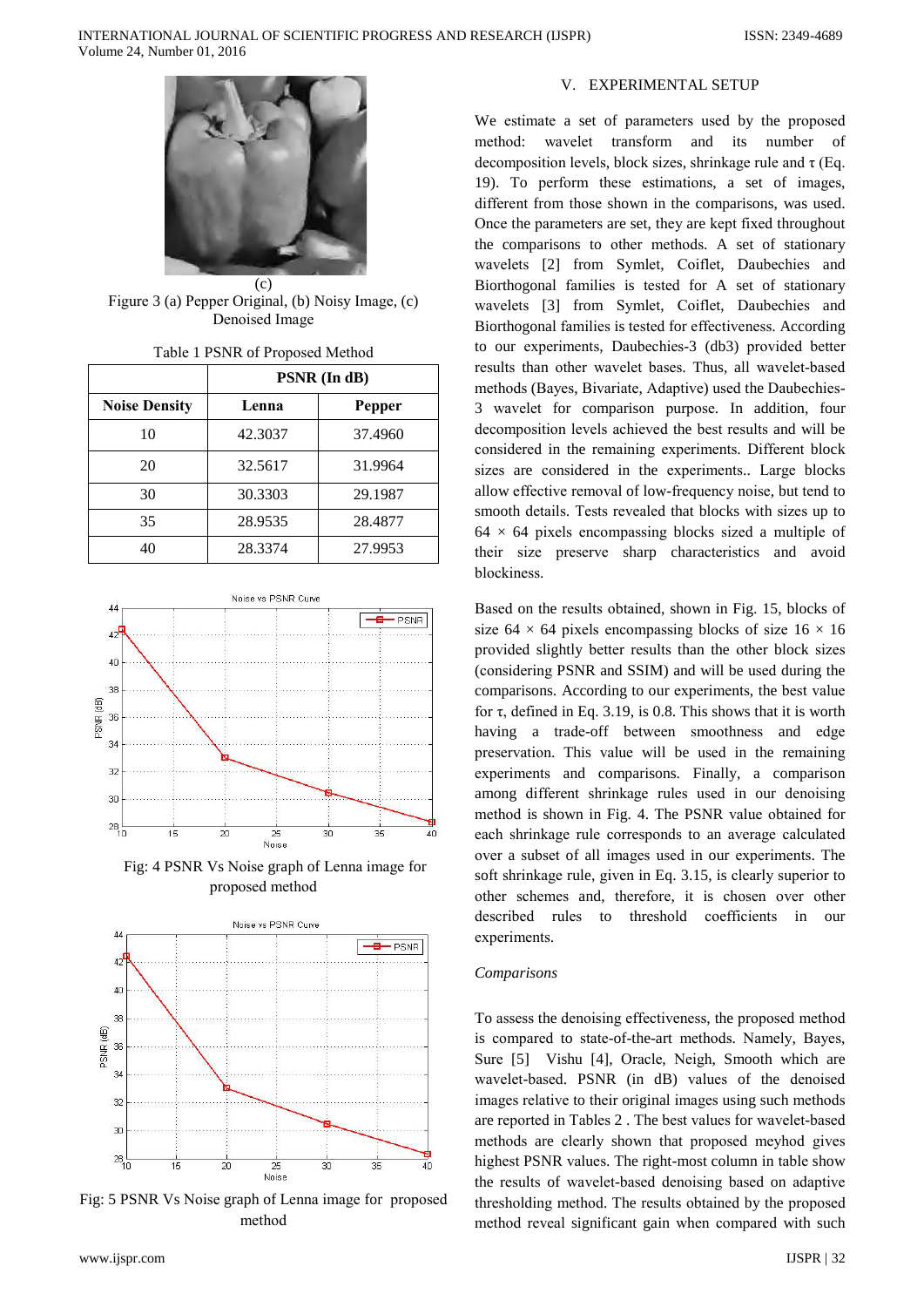(c)

Figure 3 (a) Pepper Original, (b) Noisy Image, (c) Denoised Image

Table 1 PSNR of Proposed Method

| | PSNR (In dB) | |
|---|---|---|
| **Noise Density** | **Lenna** | **Pepper** |
| 10 | 42.3037 | 37.4960 |
| 20 | 32.5617 | 31.9964 |
| 30 | 30.3303 | 29.1987 |
| 35 | 28.9535 | 28.4877 |
| 40 | 28.3374 | 27.9953 |

Fig: 4 PSNR Vs Noise graph of Lenna image for proposed method

Fig: 5 PSNR Vs Noise graph of Lenna image for proposed method

## V. EXPERIMENTAL SETUP

We estimate a set of parameters used by the proposed method: wavelet transform and its number of decomposition levels, block sizes, shrinkage rule and τ (Eq. 19). To perform these estimations, a set of images, different from those shown in the comparisons, was used. Once the parameters are set, they are kept fixed throughout the comparisons to other methods. A set of stationary wavelets [2] from Symlet, Coiflet, Daubechies and Biorthogonal families is tested for A set of stationary wavelets [3] from Symlet, Coiflet, Daubechies and Biorthogonal families is tested for effectiveness. According to our experiments, Daubechies-3 (db3) provided better results than other wavelet bases. Thus, all wavelet-based methods (Bayes, Bivariate, Adaptive) used the Daubechies-3 wavelet for comparison purpose. In addition, four decomposition levels achieved the best results and will be considered in the remaining experiments. Different block sizes are considered in the experiments.. Large blocks allow effective removal of low-frequency noise, but tend to smooth details. Tests revealed that blocks with sizes up to 64 × 64 pixels encompassing blocks sized a multiple of their size preserve sharp characteristics and avoid blockiness.

Based on the results obtained, shown in Fig. 15, blocks of size 64 × 64 pixels encompassing blocks of size 16 × 16 provided slightly better results than the other block sizes (considering PSNR and SSIM) and will be used during the comparisons. According to our experiments, the best value for τ, defined in Eq. 3.19, is 0.8. This shows that it is worth having a trade-off between smoothness and edge preservation. This value will be used in the remaining experiments and comparisons. Finally, a comparison among different shrinkage rules used in our denoising method is shown in Fig. 4. The PSNR value obtained for each shrinkage rule corresponds to an average calculated over a subset of all images used in our experiments. The soft shrinkage rule, given in Eq. 3.15, is clearly superior to other schemes and, therefore, it is chosen over other described rules to threshold coefficients in our experiments.

*Comparisons*

To assess the denoising effectiveness, the proposed method is compared to state-of-the-art methods. Namely, Bayes, Sure [5] Vishu [4], Oracle, Neigh, Smooth which are wavelet-based. PSNR (in dB) values of the denoised images relative to their original images using such methods are reported in Tables 2 . The best values for wavelet-based methods are clearly shown that proposed meyhod gives highest PSNR values. The right-most column in table show the results of wavelet-based denoising based on adaptive thresholding method. The results obtained by the proposed method reveal significant gain when compared with such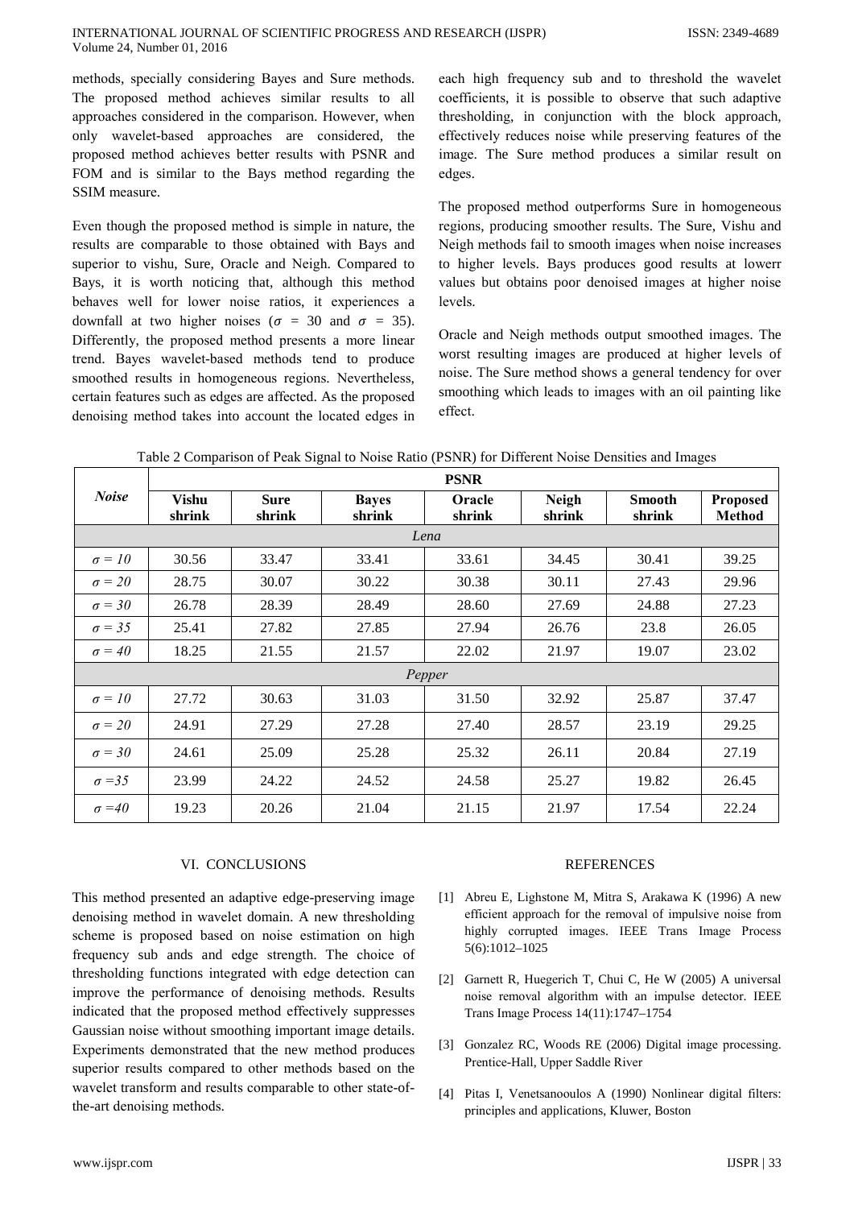methods, specially considering Bayes and Sure methods. The proposed method achieves similar results to all approaches considered in the comparison. However, when only wavelet-based approaches are considered, the proposed method achieves better results with PSNR and FOM and is similar to the Bays method regarding the SSIM measure.

Even though the proposed method is simple in nature, the results are comparable to those obtained with Bays and superior to vishu, Sure, Oracle and Neigh. Compared to Bays, it is worth noticing that, although this method behaves well for lower noise ratios, it experiences a downfall at two higher noises ($\sigma$ = 30 and $\sigma$ = 35). Differently, the proposed method presents a more linear trend. Bayes wavelet-based methods tend to produce smoothed results in homogeneous regions. Nevertheless, certain features such as edges are affected. As the proposed denoising method takes into account the located edges in each high frequency sub and to threshold the wavelet coefficients, it is possible to observe that such adaptive thresholding, in conjunction with the block approach, effectively reduces noise while preserving features of the image. The Sure method produces a similar result on edges.

The proposed method outperforms Sure in homogeneous regions, producing smoother results. The Sure, Vishu and Neigh methods fail to smooth images when noise increases to higher levels. Bays produces good results at lowerr values but obtains poor denoised images at higher noise levels.

Oracle and Neigh methods output smoothed images. The worst resulting images are produced at higher levels of noise. The Sure method shows a general tendency for over smoothing which leads to images with an oil painting like effect.

Table 2 Comparison of Peak Signal to Noise Ratio (PSNR) for Different Noise Densities and Images

| *Noise* | PSNR | | | | | | |
|---|---|---|---|---|---|---|---|
| | **Vishu shrink** | **Sure shrink** | **Bayes shrink** | **Oracle shrink** | **Neigh shrink** | **Smooth shrink** | **Proposed Method** |
| | | | | *Lena* | | | |
| $\sigma = 10$ | 30.56 | 33.47 | 33.41 | 33.61 | 34.45 | 30.41 | 39.25 |
| $\sigma = 20$ | 28.75 | 30.07 | 30.22 | 30.38 | 30.11 | 27.43 | 29.96 |
| $\sigma = 30$ | 26.78 | 28.39 | 28.49 | 28.60 | 27.69 | 24.88 | 27.23 |
| $\sigma = 35$ | 25.41 | 27.82 | 27.85 | 27.94 | 26.76 | 23.8 | 26.05 |
| $\sigma = 40$ | 18.25 | 21.55 | 21.57 | 22.02 | 21.97 | 19.07 | 23.02 |
| | | | | *Pepper* | | | |
| $\sigma = 10$ | 27.72 | 30.63 | 31.03 | 31.50 | 32.92 | 25.87 | 37.47 |
| $\sigma = 20$ | 24.91 | 27.29 | 27.28 | 27.40 | 28.57 | 23.19 | 29.25 |
| $\sigma = 30$ | 24.61 | 25.09 | 25.28 | 25.32 | 26.11 | 20.84 | 27.19 |
| $\sigma = 35$ | 23.99 | 24.22 | 24.52 | 24.58 | 25.27 | 19.82 | 26.45 |
| $\sigma = 40$ | 19.23 | 20.26 | 21.04 | 21.15 | 21.97 | 17.54 | 22.24 |

## VI. CONCLUSIONS

This method presented an adaptive edge-preserving image denoising method in wavelet domain. A new thresholding scheme is proposed based on noise estimation on high frequency sub ands and edge strength. The choice of thresholding functions integrated with edge detection can improve the performance of denoising methods. Results indicated that the proposed method effectively suppresses Gaussian noise without smoothing important image details. Experiments demonstrated that the new method produces superior results compared to other methods based on the wavelet transform and results comparable to other state-of-the-art denoising methods.

## REFERENCES

[1] Abreu E, Lighstone M, Mitra S, Arakawa K (1996) A new efficient approach for the removal of impulsive noise from highly corrupted images. IEEE Trans Image Process 5(6):1012–1025

[2] Garnett R, Huegerich T, Chui C, He W (2005) A universal noise removal algorithm with an impulse detector. IEEE Trans Image Process 14(11):1747–1754

[3] Gonzalez RC, Woods RE (2006) Digital image processing. Prentice-Hall, Upper Saddle River

[4] Pitas I, Venetsanooulos A (1990) Nonlinear digital filters: principles and applications, Kluwer, Boston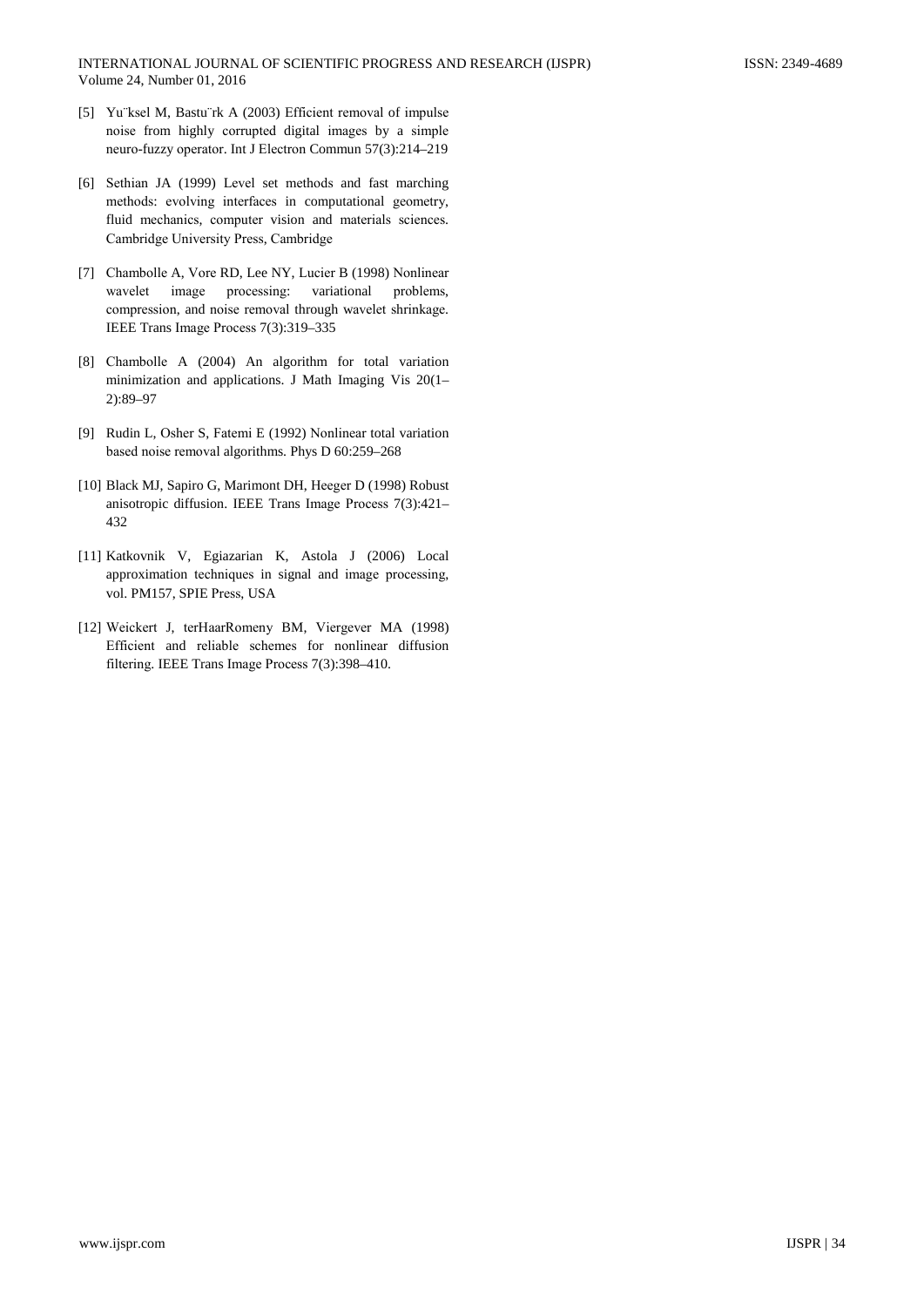[5] Yu¨ksel M, Bastu¨rk A (2003) Efficient removal of impulse noise from highly corrupted digital images by a simple neuro-fuzzy operator. Int J Electron Commun 57(3):214–219

[6] Sethian JA (1999) Level set methods and fast marching methods: evolving interfaces in computational geometry, fluid mechanics, computer vision and materials sciences. Cambridge University Press, Cambridge

[7] Chambolle A, Vore RD, Lee NY, Lucier B (1998) Nonlinear wavelet image processing: variational problems, compression, and noise removal through wavelet shrinkage. IEEE Trans Image Process 7(3):319–335

[8] Chambolle A (2004) An algorithm for total variation minimization and applications. J Math Imaging Vis 20(1–2):89–97

[9] Rudin L, Osher S, Fatemi E (1992) Nonlinear total variation based noise removal algorithms. Phys D 60:259–268

[10] Black MJ, Sapiro G, Marimont DH, Heeger D (1998) Robust anisotropic diffusion. IEEE Trans Image Process 7(3):421–432

[11] Katkovnik V, Egiazarian K, Astola J (2006) Local approximation techniques in signal and image processing, vol. PM157, SPIE Press, USA

[12] Weickert J, terHaarRomeny BM, Viergever MA (1998) Efficient and reliable schemes for nonlinear diffusion filtering. IEEE Trans Image Process 7(3):398–410.